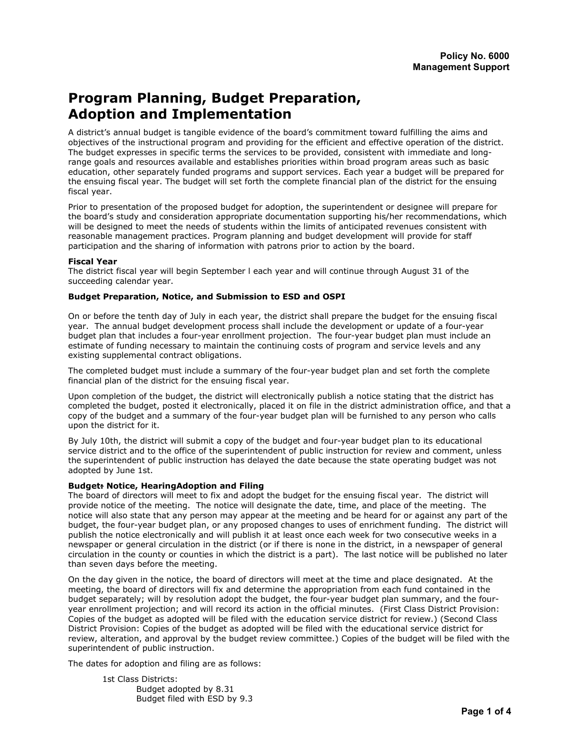**Policy No. 6000**
**Management Support**

# Program Planning, Budget Preparation, Adoption and Implementation

A district's annual budget is tangible evidence of the board's commitment toward fulfilling the aims and objectives of the instructional program and providing for the efficient and effective operation of the district. The budget expresses in specific terms the services to be provided, consistent with immediate and long-range goals and resources available and establishes priorities within broad program areas such as basic education, other separately funded programs and support services. Each year a budget will be prepared for the ensuing fiscal year. The budget will set forth the complete financial plan of the district for the ensuing fiscal year.

Prior to presentation of the proposed budget for adoption, the superintendent or designee will prepare for the board's study and consideration appropriate documentation supporting his/her recommendations, which will be designed to meet the needs of students within the limits of anticipated revenues consistent with reasonable management practices. Program planning and budget development will provide for staff participation and the sharing of information with patrons prior to action by the board.

**Fiscal Year**
The district fiscal year will begin September l each year and will continue through August 31 of the succeeding calendar year.

**Budget Preparation, Notice, and Submission to ESD and OSPI**

On or before the tenth day of July in each year, the district shall prepare the budget for the ensuing fiscal year. The annual budget development process shall include the development or update of a four-year budget plan that includes a four-year enrollment projection. The four-year budget plan must include an estimate of funding necessary to maintain the continuing costs of program and service levels and any existing supplemental contract obligations.

The completed budget must include a summary of the four-year budget plan and set forth the complete financial plan of the district for the ensuing fiscal year.

Upon completion of the budget, the district will electronically publish a notice stating that the district has completed the budget, posted it electronically, placed it on file in the district administration office, and that a copy of the budget and a summary of the four-year budget plan will be furnished to any person who calls upon the district for it.

By July 10th, the district will submit a copy of the budget and four-year budget plan to its educational service district and to the office of the superintendent of public instruction for review and comment, unless the superintendent of public instruction has delayed the date because the state operating budget was not adopted by June 1st.

**Budget: Notice, HearingAdoption and Filing**
The board of directors will meet to fix and adopt the budget for the ensuing fiscal year. The district will provide notice of the meeting. The notice will designate the date, time, and place of the meeting. The notice will also state that any person may appear at the meeting and be heard for or against any part of the budget, the four-year budget plan, or any proposed changes to uses of enrichment funding. The district will publish the notice electronically and will publish it at least once each week for two consecutive weeks in a newspaper or general circulation in the district (or if there is none in the district, in a newspaper of general circulation in the county or counties in which the district is a part). The last notice will be published no later than seven days before the meeting.

On the day given in the notice, the board of directors will meet at the time and place designated. At the meeting, the board of directors will fix and determine the appropriation from each fund contained in the budget separately; will by resolution adopt the budget, the four-year budget plan summary, and the four-year enrollment projection; and will record its action in the official minutes. (First Class District Provision: Copies of the budget as adopted will be filed with the education service district for review.) (Second Class District Provision: Copies of the budget as adopted will be filed with the educational service district for review, alteration, and approval by the budget review committee.) Copies of the budget will be filed with the superintendent of public instruction.

The dates for adoption and filing are as follows:

1st Class Districts:
- Budget adopted by 8.31
- Budget filed with ESD by 9.3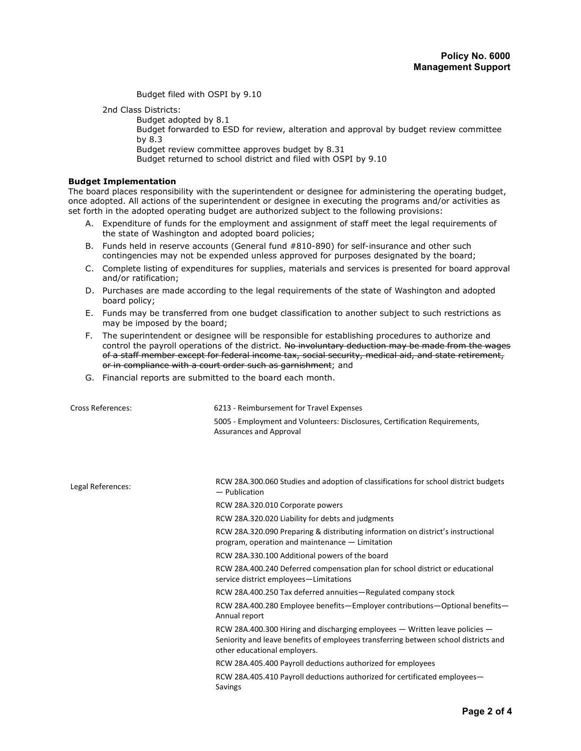Budget filed with OSPI by 9.10

2nd Class Districts:

Budget adopted by 8.1
Budget forwarded to ESD for review, alteration and approval by budget review committee by 8.3
Budget review committee approves budget by 8.31
Budget returned to school district and filed with OSPI by 9.10

**Budget Implementation**

The board places responsibility with the superintendent or designee for administering the operating budget, once adopted. All actions of the superintendent or designee in executing the programs and/or activities as set forth in the adopted operating budget are authorized subject to the following provisions:

A. Expenditure of funds for the employment and assignment of staff meet the legal requirements of the state of Washington and adopted board policies;
B. Funds held in reserve accounts (General fund #810-890) for self-insurance and other such contingencies may not be expended unless approved for purposes designated by the board;
C. Complete listing of expenditures for supplies, materials and services is presented for board approval and/or ratification;
D. Purchases are made according to the legal requirements of the state of Washington and adopted board policy;
E. Funds may be transferred from one budget classification to another subject to such restrictions as may be imposed by the board;
F. The superintendent or designee will be responsible for establishing procedures to authorize and control the payroll operations of the district. ~~No involuntary deduction may be made from the wages of a staff member except for federal income tax, social security, medical aid, and state retirement, or in compliance with a court order such as garnishment~~; and
G. Financial reports are submitted to the board each month.

| | |
|---|---|
| Cross References: | 6213 - Reimbursement for Travel Expenses |
| | 5005 - Employment and Volunteers: Disclosures, Certification Requirements, Assurances and Approval |
| Legal References: | RCW 28A.300.060 Studies and adoption of classifications for school district budgets — Publication |
| | RCW 28A.320.010 Corporate powers |
| | RCW 28A.320.020 Liability for debts and judgments |
| | RCW 28A.320.090 Preparing & distributing information on district's instructional program, operation and maintenance — Limitation |
| | RCW 28A.330.100 Additional powers of the board |
| | RCW 28A.400.240 Deferred compensation plan for school district or educational service district employees—Limitations |
| | RCW 28A.400.250 Tax deferred annuities—Regulated company stock |
| | RCW 28A.400.280 Employee benefits—Employer contributions—Optional benefits—Annual report |
| | RCW 28A.400.300 Hiring and discharging employees — Written leave policies — Seniority and leave benefits of employees transferring between school districts and other educational employers. |
| | RCW 28A.405.400 Payroll deductions authorized for employees |
| | RCW 28A.405.410 Payroll deductions authorized for certificated employees—Savings |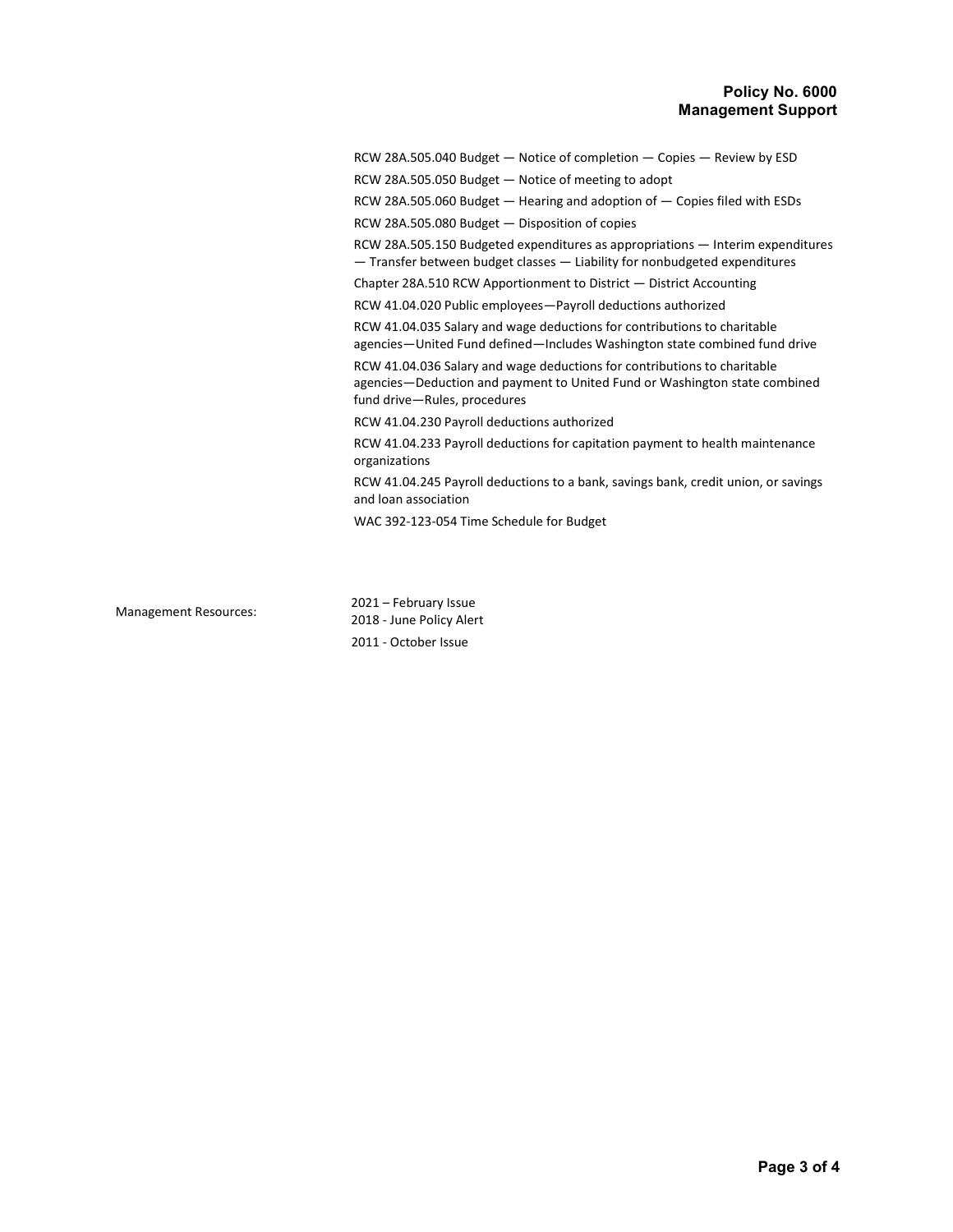RCW 28A.505.040 Budget — Notice of completion — Copies — Review by ESD

RCW 28A.505.050 Budget — Notice of meeting to adopt

RCW 28A.505.060 Budget — Hearing and adoption of — Copies filed with ESDs

RCW 28A.505.080 Budget — Disposition of copies

RCW 28A.505.150 Budgeted expenditures as appropriations — Interim expenditures — Transfer between budget classes — Liability for nonbudgeted expenditures

Chapter 28A.510 RCW Apportionment to District — District Accounting

RCW 41.04.020 Public employees—Payroll deductions authorized

RCW 41.04.035 Salary and wage deductions for contributions to charitable agencies—United Fund defined—Includes Washington state combined fund drive

RCW 41.04.036 Salary and wage deductions for contributions to charitable agencies—Deduction and payment to United Fund or Washington state combined fund drive—Rules, procedures

RCW 41.04.230 Payroll deductions authorized

RCW 41.04.233 Payroll deductions for capitation payment to health maintenance organizations

RCW 41.04.245 Payroll deductions to a bank, savings bank, credit union, or savings and loan association

WAC 392-123-054 Time Schedule for Budget

Management Resources:

2021 – February Issue
2018 - June Policy Alert
2011 - October Issue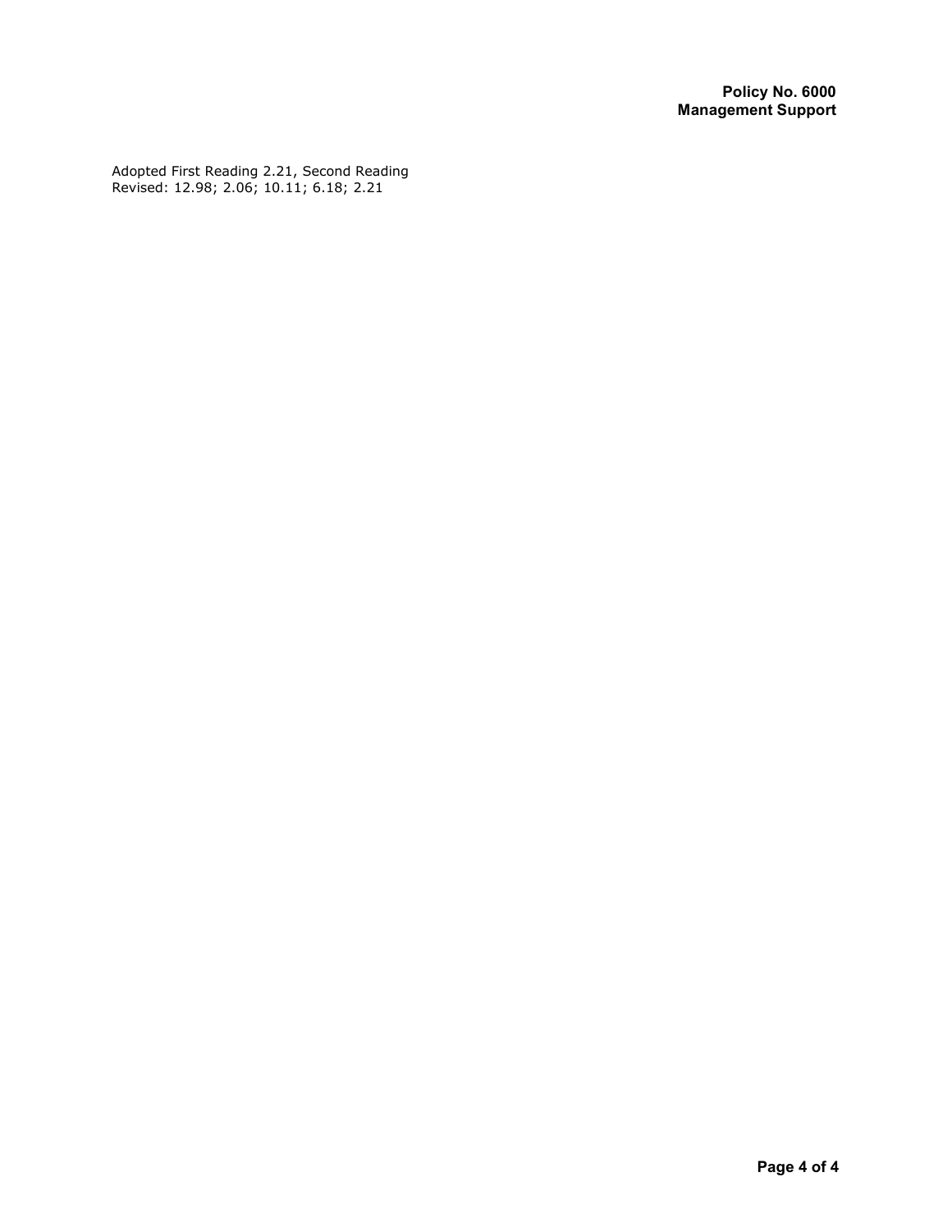Adopted First Reading 2.21, Second Reading
Revised: 12.98; 2.06; 10.11; 6.18; 2.21